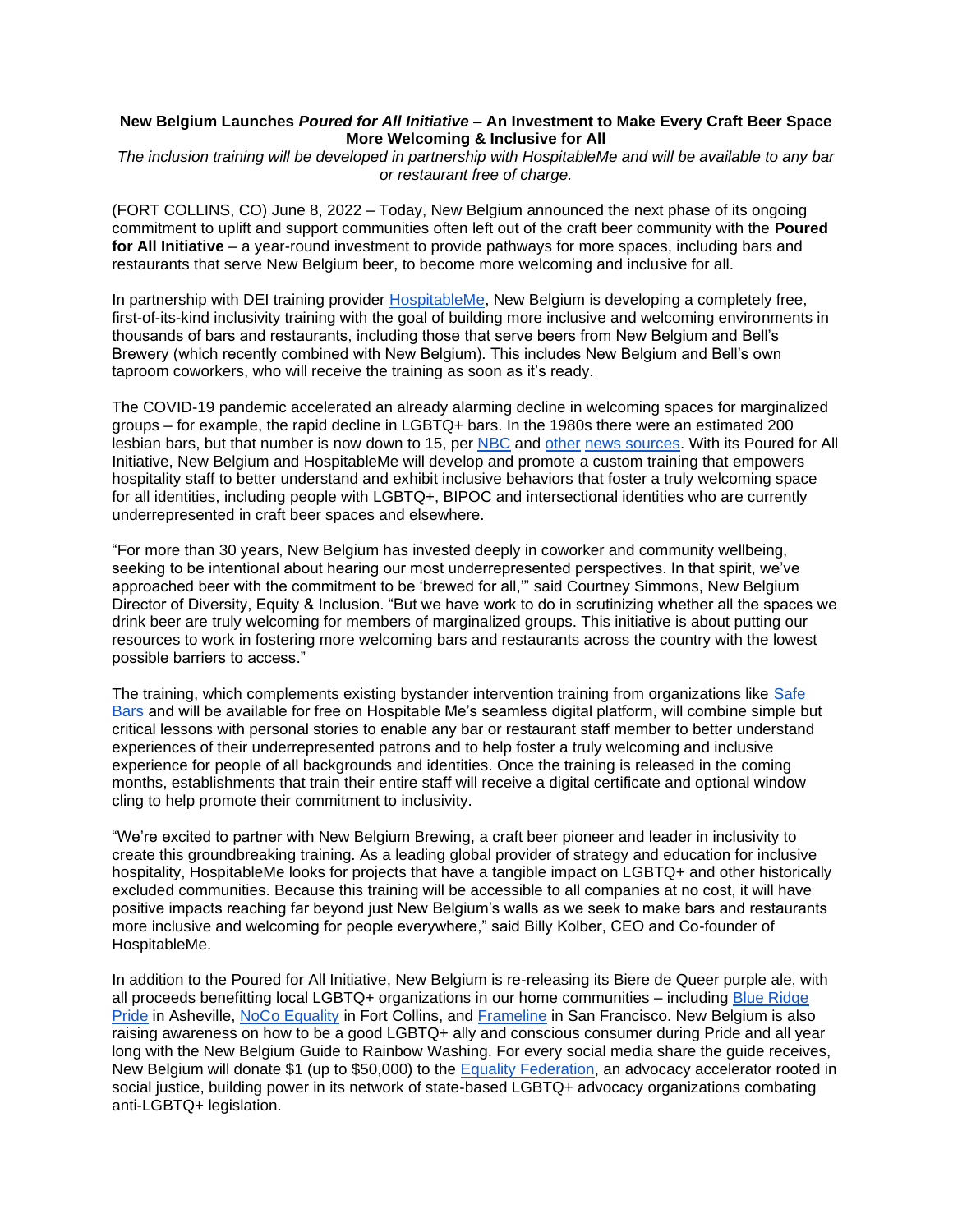**New Belgium Launches *Poured for All Initiative* – An Investment to Make Every Craft Beer Space More Welcoming & Inclusive for All**

*The inclusion training will be developed in partnership with HospitableMe and will be available to any bar or restaurant free of charge.*

(FORT COLLINS, CO) June 8, 2022 – Today, New Belgium announced the next phase of its ongoing commitment to uplift and support communities often left out of the craft beer community with the **Poured for All Initiative** – a year-round investment to provide pathways for more spaces, including bars and restaurants that serve New Belgium beer, to become more welcoming and inclusive for all.

In partnership with DEI training provider HospitableMe, New Belgium is developing a completely free, first-of-its-kind inclusivity training with the goal of building more inclusive and welcoming environments in thousands of bars and restaurants, including those that serve beers from New Belgium and Bell's Brewery (which recently combined with New Belgium). This includes New Belgium and Bell's own taproom coworkers, who will receive the training as soon as it's ready.

The COVID-19 pandemic accelerated an already alarming decline in welcoming spaces for marginalized groups – for example, the rapid decline in LGBTQ+ bars. In the 1980s there were an estimated 200 lesbian bars, but that number is now down to 15, per NBC and other news sources. With its Poured for All Initiative, New Belgium and HospitableMe will develop and promote a custom training that empowers hospitality staff to better understand and exhibit inclusive behaviors that foster a truly welcoming space for all identities, including people with LGBTQ+, BIPOC and intersectional identities who are currently underrepresented in craft beer spaces and elsewhere.

"For more than 30 years, New Belgium has invested deeply in coworker and community wellbeing, seeking to be intentional about hearing our most underrepresented perspectives. In that spirit, we've approached beer with the commitment to be 'brewed for all,'" said Courtney Simmons, New Belgium Director of Diversity, Equity & Inclusion. "But we have work to do in scrutinizing whether all the spaces we drink beer are truly welcoming for members of marginalized groups. This initiative is about putting our resources to work in fostering more welcoming bars and restaurants across the country with the lowest possible barriers to access."

The training, which complements existing bystander intervention training from organizations like Safe Bars and will be available for free on Hospitable Me's seamless digital platform, will combine simple but critical lessons with personal stories to enable any bar or restaurant staff member to better understand experiences of their underrepresented patrons and to help foster a truly welcoming and inclusive experience for people of all backgrounds and identities. Once the training is released in the coming months, establishments that train their entire staff will receive a digital certificate and optional window cling to help promote their commitment to inclusivity.

"We're excited to partner with New Belgium Brewing, a craft beer pioneer and leader in inclusivity to create this groundbreaking training. As a leading global provider of strategy and education for inclusive hospitality, HospitableMe looks for projects that have a tangible impact on LGBTQ+ and other historically excluded communities. Because this training will be accessible to all companies at no cost, it will have positive impacts reaching far beyond just New Belgium's walls as we seek to make bars and restaurants more inclusive and welcoming for people everywhere," said Billy Kolber, CEO and Co-founder of HospitableMe.

In addition to the Poured for All Initiative, New Belgium is re-releasing its Biere de Queer purple ale, with all proceeds benefitting local LGBTQ+ organizations in our home communities – including Blue Ridge Pride in Asheville, NoCo Equality in Fort Collins, and Frameline in San Francisco. New Belgium is also raising awareness on how to be a good LGBTQ+ ally and conscious consumer during Pride and all year long with the New Belgium Guide to Rainbow Washing. For every social media share the guide receives, New Belgium will donate $1 (up to $50,000) to the Equality Federation, an advocacy accelerator rooted in social justice, building power in its network of state-based LGBTQ+ advocacy organizations combating anti-LGBTQ+ legislation.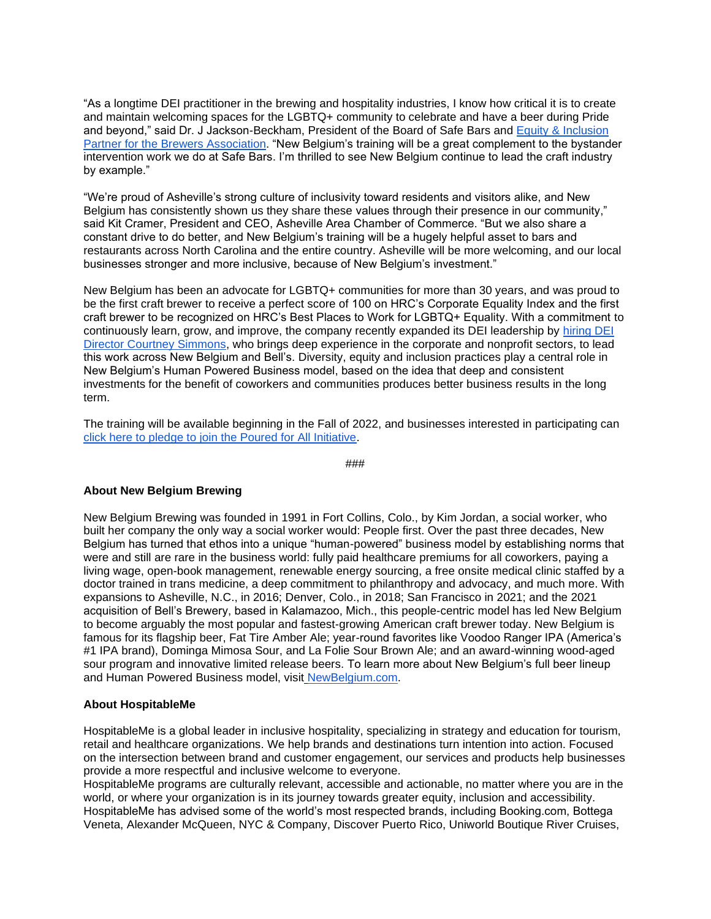"As a longtime DEI practitioner in the brewing and hospitality industries, I know how critical it is to create and maintain welcoming spaces for the LGBTQ+ community to celebrate and have a beer during Pride and beyond," said Dr. J Jackson-Beckham, President of the Board of Safe Bars and [Equity & Inclusion Partner for the Brewers Association](). "New Belgium's training will be a great complement to the bystander intervention work we do at Safe Bars. I'm thrilled to see New Belgium continue to lead the craft industry by example."

"We're proud of Asheville's strong culture of inclusivity toward residents and visitors alike, and New Belgium has consistently shown us they share these values through their presence in our community," said Kit Cramer, President and CEO, Asheville Area Chamber of Commerce. "But we also share a constant drive to do better, and New Belgium's training will be a hugely helpful asset to bars and restaurants across North Carolina and the entire country. Asheville will be more welcoming, and our local businesses stronger and more inclusive, because of New Belgium's investment."

New Belgium has been an advocate for LGBTQ+ communities for more than 30 years, and was proud to be the first craft brewer to receive a perfect score of 100 on HRC's Corporate Equality Index and the first craft brewer to be recognized on HRC's Best Places to Work for LGBTQ+ Equality. With a commitment to continuously learn, grow, and improve, the company recently expanded its DEI leadership by [hiring DEI Director Courtney Simmons](), who brings deep experience in the corporate and nonprofit sectors, to lead this work across New Belgium and Bell's. Diversity, equity and inclusion practices play a central role in New Belgium's Human Powered Business model, based on the idea that deep and consistent investments for the benefit of coworkers and communities produces better business results in the long term.

The training will be available beginning in the Fall of 2022, and businesses interested in participating can [click here to pledge to join the Poured for All Initiative]().

###

**About New Belgium Brewing**

New Belgium Brewing was founded in 1991 in Fort Collins, Colo., by Kim Jordan, a social worker, who built her company the only way a social worker would: People first. Over the past three decades, New Belgium has turned that ethos into a unique "human-powered" business model by establishing norms that were and still are rare in the business world: fully paid healthcare premiums for all coworkers, paying a living wage, open-book management, renewable energy sourcing, a free onsite medical clinic staffed by a doctor trained in trans medicine, a deep commitment to philanthropy and advocacy, and much more. With expansions to Asheville, N.C., in 2016; Denver, Colo., in 2018; San Francisco in 2021; and the 2021 acquisition of Bell's Brewery, based in Kalamazoo, Mich., this people-centric model has led New Belgium to become arguably the most popular and fastest-growing American craft brewer today. New Belgium is famous for its flagship beer, Fat Tire Amber Ale; year-round favorites like Voodoo Ranger IPA (America's #1 IPA brand), Dominga Mimosa Sour, and La Folie Sour Brown Ale; and an award-winning wood-aged sour program and innovative limited release beers. To learn more about New Belgium's full beer lineup and Human Powered Business model, visit [NewBelgium.com]().

**About HospitableMe**

HospitableMe is a global leader in inclusive hospitality, specializing in strategy and education for tourism, retail and healthcare organizations. We help brands and destinations turn intention into action. Focused on the intersection between brand and customer engagement, our services and products help businesses provide a more respectful and inclusive welcome to everyone.

HospitableMe programs are culturally relevant, accessible and actionable, no matter where you are in the world, or where your organization is in its journey towards greater equity, inclusion and accessibility. HospitableMe has advised some of the world's most respected brands, including Booking.com, Bottega Veneta, Alexander McQueen, NYC & Company, Discover Puerto Rico, Uniworld Boutique River Cruises,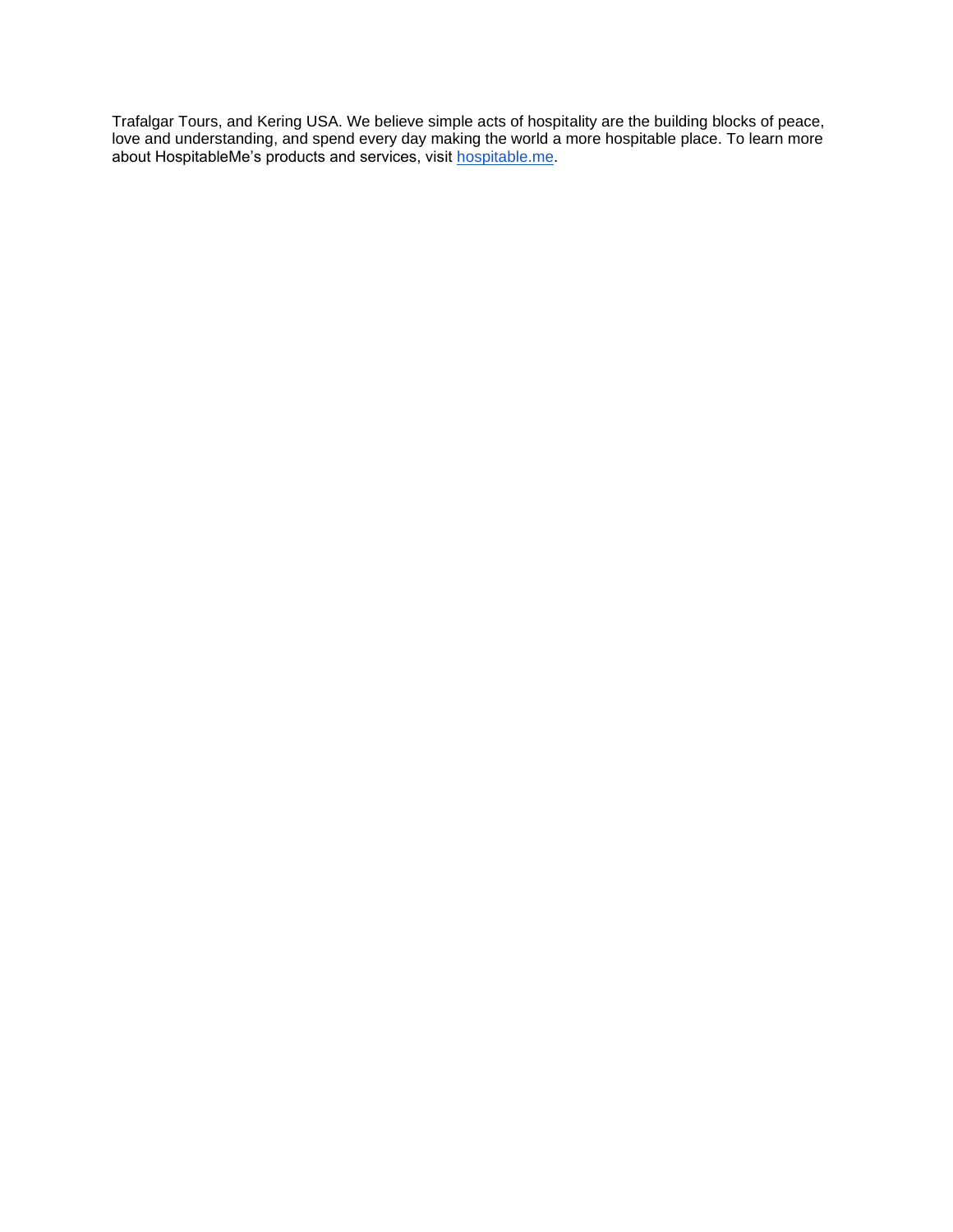Trafalgar Tours, and Kering USA. We believe simple acts of hospitality are the building blocks of peace, love and understanding, and spend every day making the world a more hospitable place. To learn more about HospitableMe's products and services, visit [hospitable.me](hospitable.me).